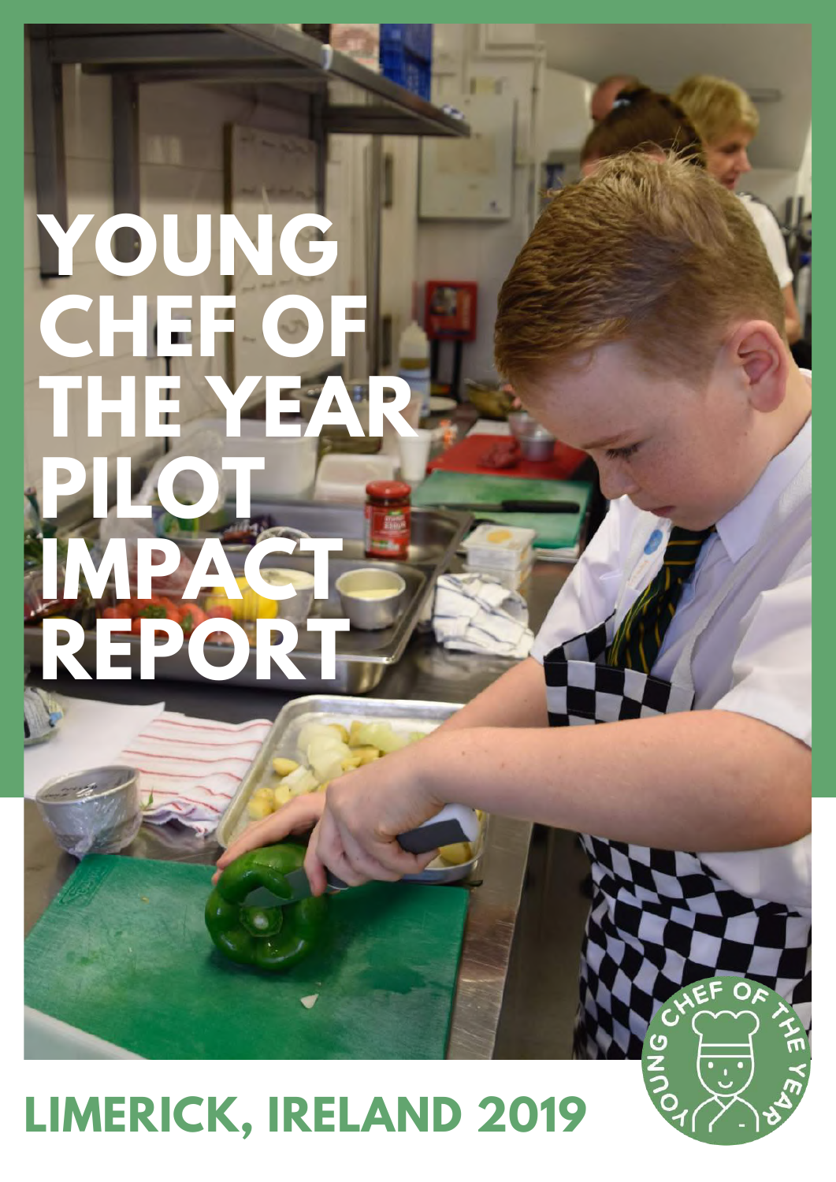# YOUNG CHEF OF THE YEAR PILOT IMPACT REPORT

## LIMERICK, IRELAND 2019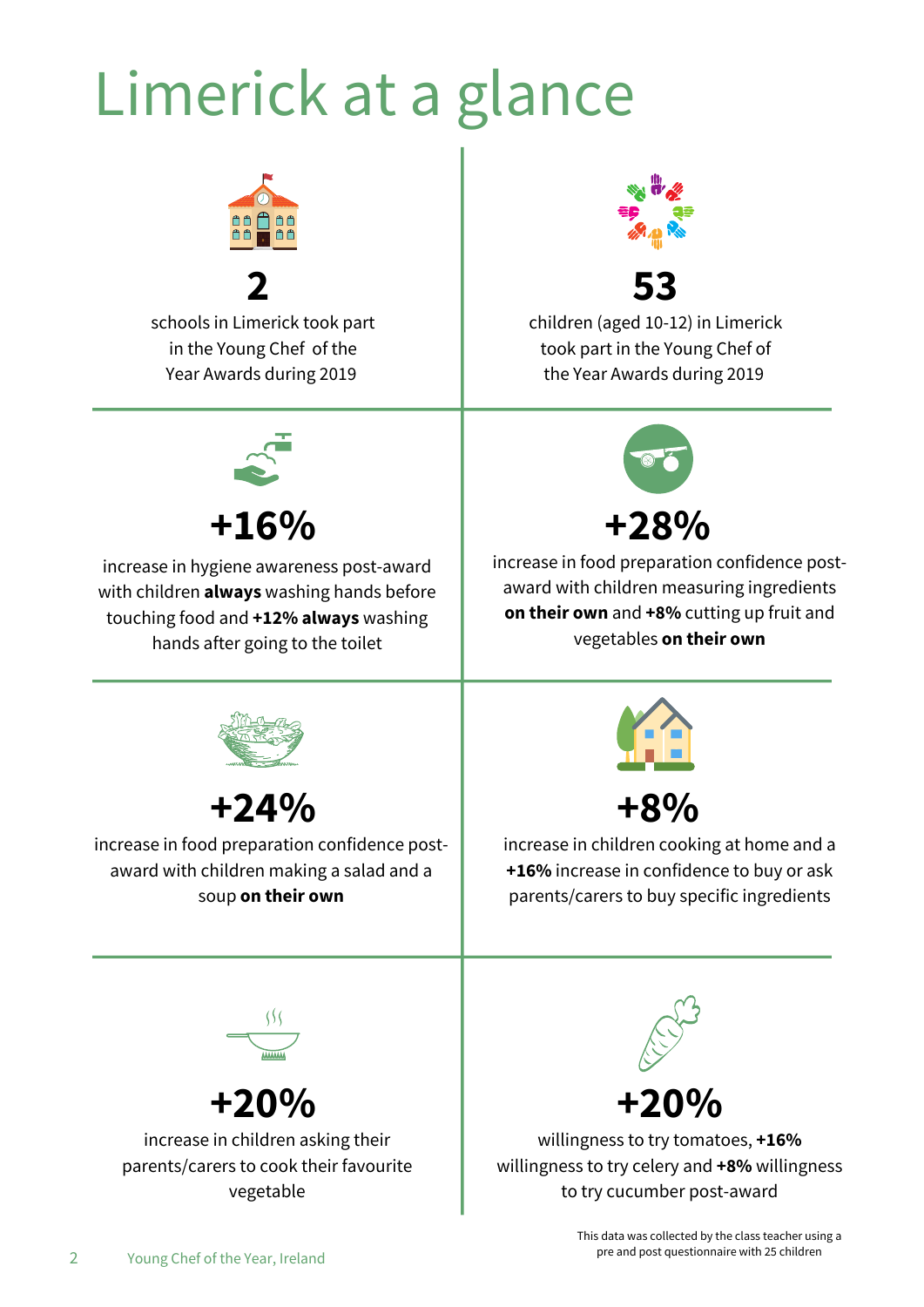# Limerick at a glance

**2**

schools in Limerick took part in the Young Chef of the Year Awards during 2019

**53**

children (aged 10-12) in Limerick took part in the Young Chef of the Year Awards during 2019

**+16%**

increase in hygiene awareness post-award with children **always** washing hands before touching food and **+12% always** washing hands after going to the toilet

**+28%**

increase in food preparation confidence post-award with children measuring ingredients **on their own** and **+8%** cutting up fruit and vegetables **on their own**

**+24%**

increase in food preparation confidence post-award with children making a salad and a soup **on their own**

**+8%**

increase in children cooking at home and a **+16%** increase in confidence to buy or ask parents/carers to buy specific ingredients

**+20%**

increase in children asking their parents/carers to cook their favourite vegetable

**+20%**

willingness to try tomatoes, **+16%** willingness to try celery and **+8%** willingness to try cucumber post-award

This data was collected by the class teacher using a pre and post questionnaire with 25 children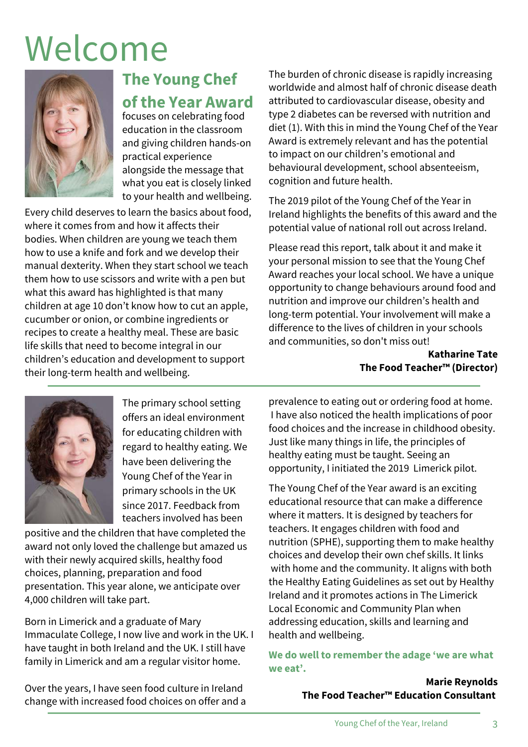# Welcome

## The Young Chef of the Year Award

focuses on celebrating food education in the classroom and giving children hands-on practical experience alongside the message that what you eat is closely linked to your health and wellbeing.

Every child deserves to learn the basics about food, where it comes from and how it affects their bodies. When children are young we teach them how to use a knife and fork and we develop their manual dexterity. When they start school we teach them how to use scissors and write with a pen but what this award has highlighted is that many children at age 10 don't know how to cut an apple, cucumber or onion, or combine ingredients or recipes to create a healthy meal. These are basic life skills that need to become integral in our children's education and development to support their long-term health and wellbeing.

The burden of chronic disease is rapidly increasing worldwide and almost half of chronic disease death attributed to cardiovascular disease, obesity and type 2 diabetes can be reversed with nutrition and diet (1). With this in mind the Young Chef of the Year Award is extremely relevant and has the potential to impact on our children's emotional and behavioural development, school absenteeism, cognition and future health.

The 2019 pilot of the Young Chef of the Year in Ireland highlights the benefits of this award and the potential value of national roll out across Ireland.

Please read this report, talk about it and make it your personal mission to see that the Young Chef Award reaches your local school. We have a unique opportunity to change behaviours around food and nutrition and improve our children's health and long-term potential. Your involvement will make a difference to the lives of children in your schools and communities, so don't miss out!

**Katharine Tate**
**The Food Teacher™ (Director)**

---

The primary school setting offers an ideal environment for educating children with regard to healthy eating. We have been delivering the Young Chef of the Year in primary schools in the UK since 2017. Feedback from teachers involved has been positive and the children that have completed the award not only loved the challenge but amazed us with their newly acquired skills, healthy food choices, planning, preparation and food presentation. This year alone, we anticipate over 4,000 children will take part.

Born in Limerick and a graduate of Mary Immaculate College, I now live and work in the UK. I have taught in both Ireland and the UK. I still have family in Limerick and am a regular visitor home.

Over the years, I have seen food culture in Ireland change with increased food choices on offer and a prevalence to eating out or ordering food at home. I have also noticed the health implications of poor food choices and the increase in childhood obesity. Just like many things in life, the principles of healthy eating must be taught. Seeing an opportunity, I initiated the 2019 Limerick pilot.

The Young Chef of the Year award is an exciting educational resource that can make a difference where it matters. It is designed by teachers for teachers. It engages children with food and nutrition (SPHE), supporting them to make healthy choices and develop their own chef skills. It links with home and the community. It aligns with both the Healthy Eating Guidelines as set out by Healthy Ireland and it promotes actions in The Limerick Local Economic and Community Plan when addressing education, skills and learning and health and wellbeing.

**We do well to remember the adage 'we are what we eat'.**

**Marie Reynolds**
**The Food Teacher™ Education Consultant**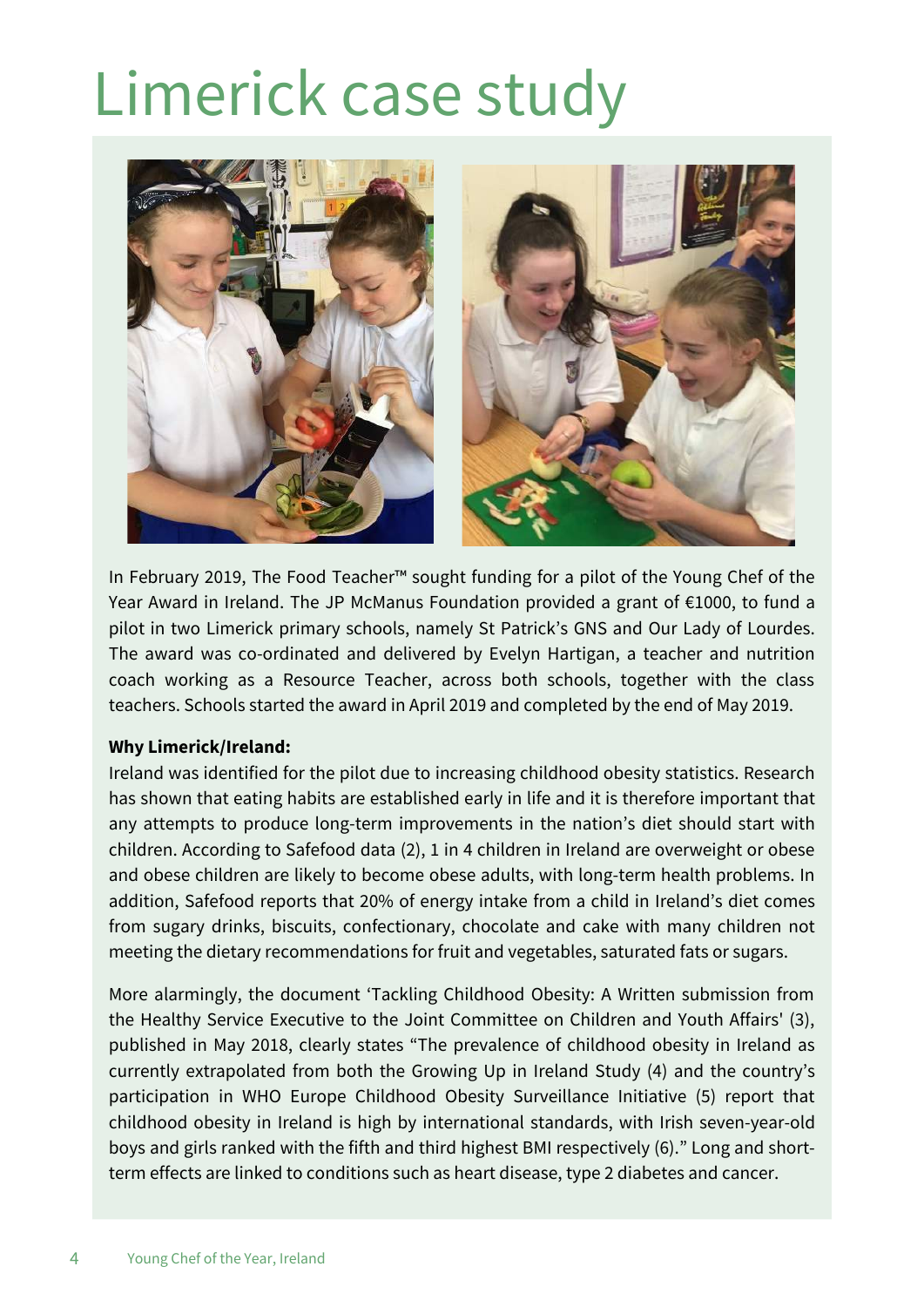# Limerick case study

In February 2019, The Food Teacher™ sought funding for a pilot of the Young Chef of the Year Award in Ireland. The JP McManus Foundation provided a grant of €1000, to fund a pilot in two Limerick primary schools, namely St Patrick's GNS and Our Lady of Lourdes. The award was co-ordinated and delivered by Evelyn Hartigan, a teacher and nutrition coach working as a Resource Teacher, across both schools, together with the class teachers. Schools started the award in April 2019 and completed by the end of May 2019.

**Why Limerick/Ireland:**

Ireland was identified for the pilot due to increasing childhood obesity statistics. Research has shown that eating habits are established early in life and it is therefore important that any attempts to produce long-term improvements in the nation's diet should start with children. According to Safefood data (2), 1 in 4 children in Ireland are overweight or obese and obese children are likely to become obese adults, with long-term health problems. In addition, Safefood reports that 20% of energy intake from a child in Ireland's diet comes from sugary drinks, biscuits, confectionary, chocolate and cake with many children not meeting the dietary recommendations for fruit and vegetables, saturated fats or sugars.

More alarmingly, the document 'Tackling Childhood Obesity: A Written submission from the Healthy Service Executive to the Joint Committee on Children and Youth Affairs' (3), published in May 2018, clearly states "The prevalence of childhood obesity in Ireland as currently extrapolated from both the Growing Up in Ireland Study (4) and the country's participation in WHO Europe Childhood Obesity Surveillance Initiative (5) report that childhood obesity in Ireland is high by international standards, with Irish seven-year-old boys and girls ranked with the fifth and third highest BMI respectively (6)." Long and short-term effects are linked to conditions such as heart disease, type 2 diabetes and cancer.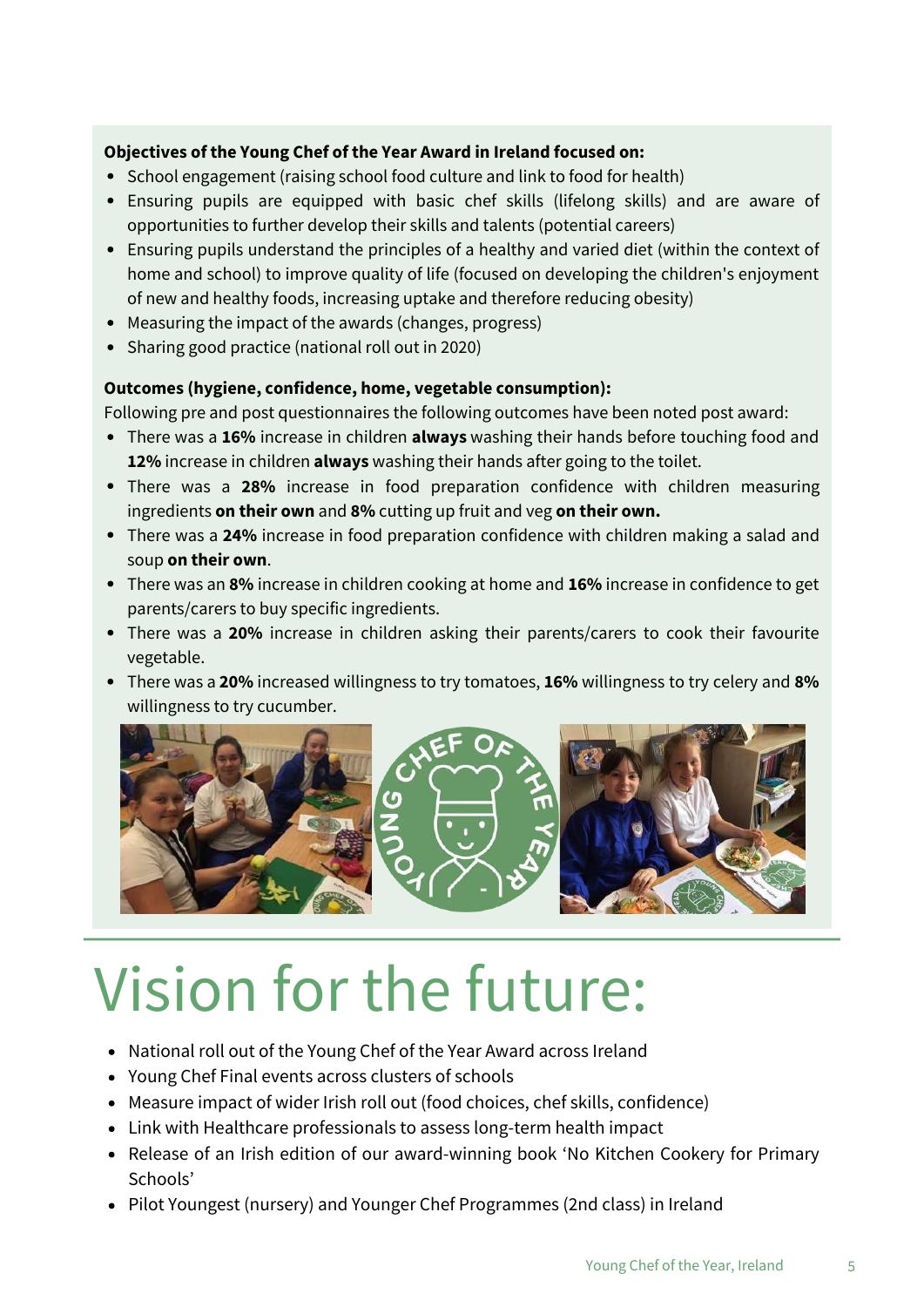**Objectives of the Young Chef of the Year Award in Ireland focused on:**

- School engagement (raising school food culture and link to food for health)
- Ensuring pupils are equipped with basic chef skills (lifelong skills) and are aware of opportunities to further develop their skills and talents (potential careers)
- Ensuring pupils understand the principles of a healthy and varied diet (within the context of home and school) to improve quality of life (focused on developing the children's enjoyment of new and healthy foods, increasing uptake and therefore reducing obesity)
- Measuring the impact of the awards (changes, progress)
- Sharing good practice (national roll out in 2020)

**Outcomes (hygiene, confidence, home, vegetable consumption):**

Following pre and post questionnaires the following outcomes have been noted post award:

- There was a **16%** increase in children **always** washing their hands before touching food and **12%** increase in children **always** washing their hands after going to the toilet.
- There was a **28%** increase in food preparation confidence with children measuring ingredients **on their own** and **8%** cutting up fruit and veg **on their own.**
- There was a **24%** increase in food preparation confidence with children making a salad and soup **on their own**.
- There was an **8%** increase in children cooking at home and **16%** increase in confidence to get parents/carers to buy specific ingredients.
- There was a **20%** increase in children asking their parents/carers to cook their favourite vegetable.
- There was a **20%** increased willingness to try tomatoes, **16%** willingness to try celery and **8%** willingness to try cucumber.

# Vision for the future:

- National roll out of the Young Chef of the Year Award across Ireland
- Young Chef Final events across clusters of schools
- Measure impact of wider Irish roll out (food choices, chef skills, confidence)
- Link with Healthcare professionals to assess long-term health impact
- Release of an Irish edition of our award-winning book 'No Kitchen Cookery for Primary Schools'
- Pilot Youngest (nursery) and Younger Chef Programmes (2nd class) in Ireland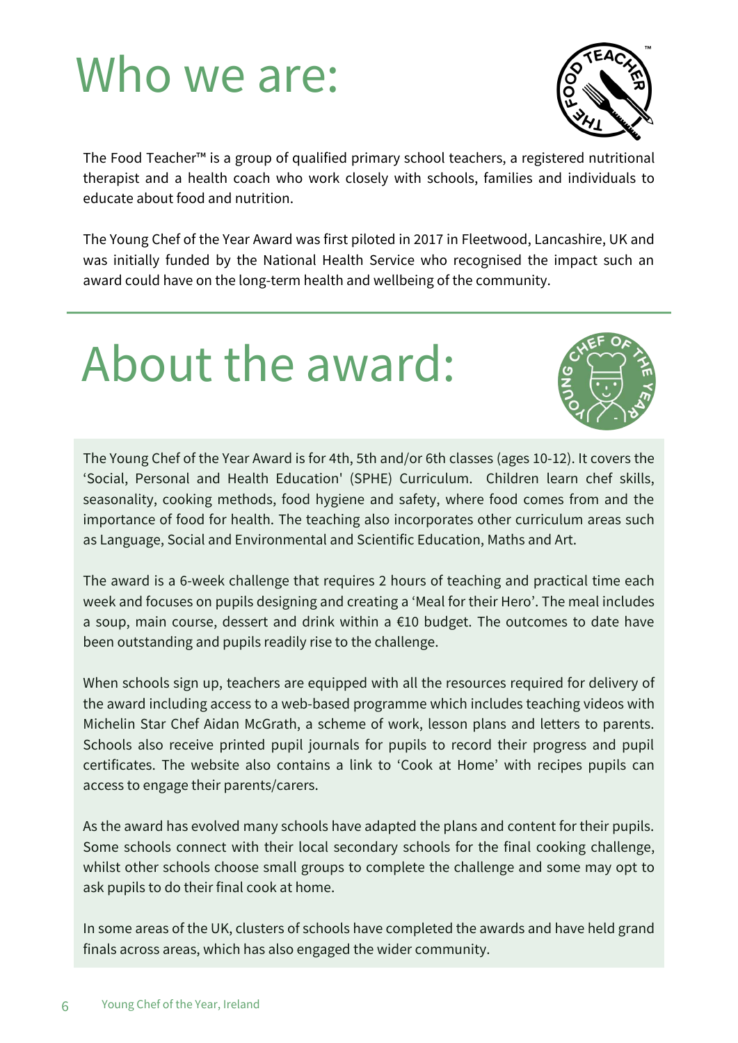# Who we are:

The Food Teacher™ is a group of qualified primary school teachers, a registered nutritional therapist and a health coach who work closely with schools, families and individuals to educate about food and nutrition.

The Young Chef of the Year Award was first piloted in 2017 in Fleetwood, Lancashire, UK and was initially funded by the National Health Service who recognised the impact such an award could have on the long-term health and wellbeing of the community.

# About the award:

The Young Chef of the Year Award is for 4th, 5th and/or 6th classes (ages 10-12). It covers the 'Social, Personal and Health Education' (SPHE) Curriculum. Children learn chef skills, seasonality, cooking methods, food hygiene and safety, where food comes from and the importance of food for health. The teaching also incorporates other curriculum areas such as Language, Social and Environmental and Scientific Education, Maths and Art.

The award is a 6-week challenge that requires 2 hours of teaching and practical time each week and focuses on pupils designing and creating a 'Meal for their Hero'. The meal includes a soup, main course, dessert and drink within a €10 budget. The outcomes to date have been outstanding and pupils readily rise to the challenge.

When schools sign up, teachers are equipped with all the resources required for delivery of the award including access to a web-based programme which includes teaching videos with Michelin Star Chef Aidan McGrath, a scheme of work, lesson plans and letters to parents. Schools also receive printed pupil journals for pupils to record their progress and pupil certificates. The website also contains a link to 'Cook at Home' with recipes pupils can access to engage their parents/carers.

As the award has evolved many schools have adapted the plans and content for their pupils. Some schools connect with their local secondary schools for the final cooking challenge, whilst other schools choose small groups to complete the challenge and some may opt to ask pupils to do their final cook at home.

In some areas of the UK, clusters of schools have completed the awards and have held grand finals across areas, which has also engaged the wider community.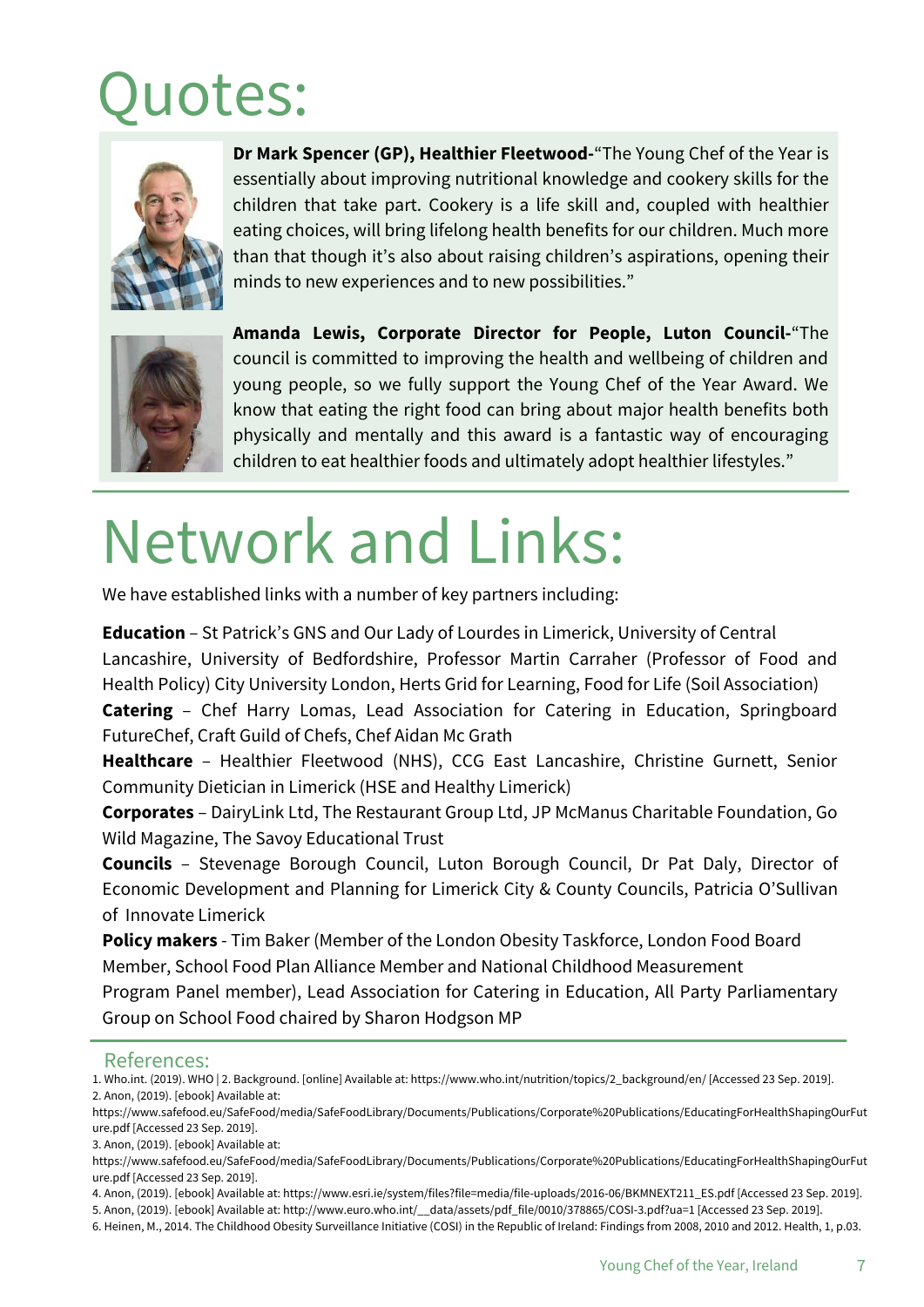# Quotes:

**Dr Mark Spencer (GP), Healthier Fleetwood-**"The Young Chef of the Year is essentially about improving nutritional knowledge and cookery skills for the children that take part. Cookery is a life skill and, coupled with healthier eating choices, will bring lifelong health benefits for our children. Much more than that though it's also about raising children's aspirations, opening their minds to new experiences and to new possibilities."

**Amanda Lewis, Corporate Director for People, Luton Council-**"The council is committed to improving the health and wellbeing of children and young people, so we fully support the Young Chef of the Year Award. We know that eating the right food can bring about major health benefits both physically and mentally and this award is a fantastic way of encouraging children to eat healthier foods and ultimately adopt healthier lifestyles."

# Network and Links:

We have established links with a number of key partners including:

**Education** – St Patrick's GNS and Our Lady of Lourdes in Limerick, University of Central Lancashire, University of Bedfordshire, Professor Martin Carraher (Professor of Food and Health Policy) City University London, Herts Grid for Learning, Food for Life (Soil Association)

**Catering** – Chef Harry Lomas, Lead Association for Catering in Education, Springboard FutureChef, Craft Guild of Chefs, Chef Aidan Mc Grath

**Healthcare** – Healthier Fleetwood (NHS), CCG East Lancashire, Christine Gurnett, Senior Community Dietician in Limerick (HSE and Healthy Limerick)

**Corporates** – DairyLink Ltd, The Restaurant Group Ltd, JP McManus Charitable Foundation, Go Wild Magazine, The Savoy Educational Trust

**Councils** – Stevenage Borough Council, Luton Borough Council, Dr Pat Daly, Director of Economic Development and Planning for Limerick City & County Councils, Patricia O'Sullivan of Innovate Limerick

**Policy makers** - Tim Baker (Member of the London Obesity Taskforce, London Food Board Member, School Food Plan Alliance Member and National Childhood Measurement Program Panel member), Lead Association for Catering in Education, All Party Parliamentary Group on School Food chaired by Sharon Hodgson MP

## References:

1. Who.int. (2019). WHO | 2. Background. [online] Available at: https://www.who.int/nutrition/topics/2_background/en/ [Accessed 23 Sep. 2019].
2. Anon, (2019). [ebook] Available at: https://www.safefood.eu/SafeFood/media/SafeFoodLibrary/Documents/Publications/Corporate%20Publications/EducatingForHealthShapingOurFuture.pdf [Accessed 23 Sep. 2019].
3. Anon, (2019). [ebook] Available at: https://www.safefood.eu/SafeFood/media/SafeFoodLibrary/Documents/Publications/Corporate%20Publications/EducatingForHealthShapingOurFuture.pdf [Accessed 23 Sep. 2019].
4. Anon, (2019). [ebook] Available at: https://www.esri.ie/system/files?file=media/file-uploads/2016-06/BKMNEXT211_ES.pdf [Accessed 23 Sep. 2019].
5. Anon, (2019). [ebook] Available at: http://www.euro.who.int/__data/assets/pdf_file/0010/378865/COSI-3.pdf?ua=1 [Accessed 23 Sep. 2019].
6. Heinen, M., 2014. The Childhood Obesity Surveillance Initiative (COSI) in the Republic of Ireland: Findings from 2008, 2010 and 2012. Health, 1, p.03.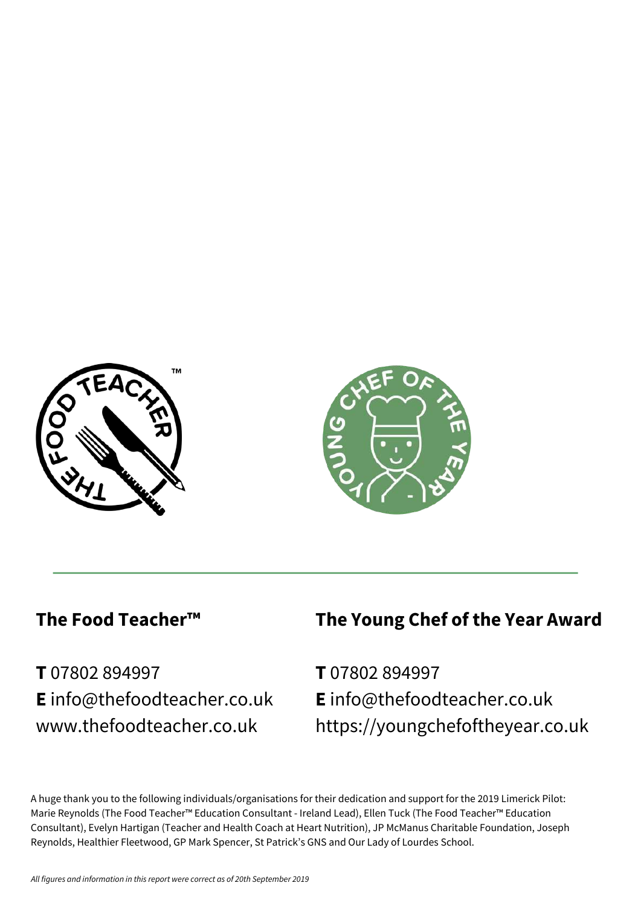**The Food Teacher™**

**T** 07802 894997
**E** info@thefoodteacher.co.uk
www.thefoodteacher.co.uk

**The Young Chef of the Year Award**

**T** 07802 894997
**E** info@thefoodteacher.co.uk
https://youngchefoftheyear.co.uk

A huge thank you to the following individuals/organisations for their dedication and support for the 2019 Limerick Pilot: Marie Reynolds (The Food Teacher™ Education Consultant - Ireland Lead), Ellen Tuck (The Food Teacher™ Education Consultant), Evelyn Hartigan (Teacher and Health Coach at Heart Nutrition), JP McManus Charitable Foundation, Joseph Reynolds, Healthier Fleetwood, GP Mark Spencer, St Patrick's GNS and Our Lady of Lourdes School.

*All figures and information in this report were correct as of 20th September 2019*